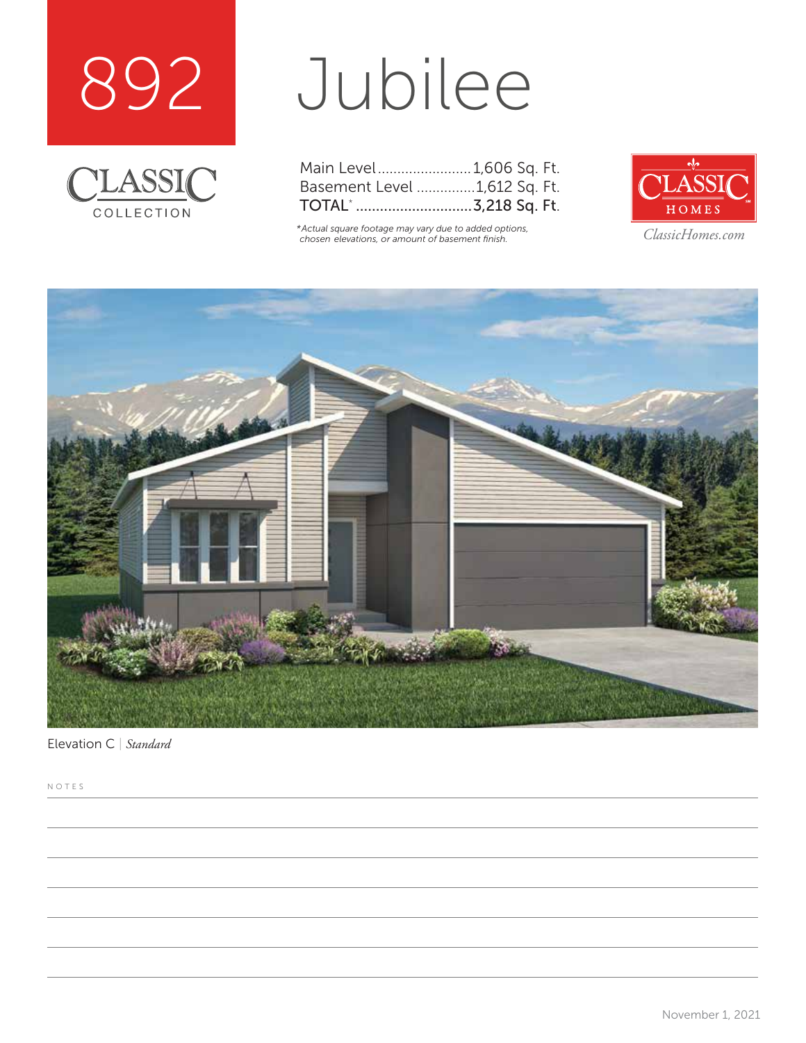# 892 Jubilee

CLASSIC COLLECTION

| | |
|---|---|
| Main Level | 1,606 Sq. Ft. |
| Basement Level | 1,612 Sq. Ft. |
| TOTAL* | 3,218 Sq. Ft. |

*Actual square footage may vary due to added options, chosen elevations, or amount of basement finish.

CLASSIC HOMES

ClassicHomes.com

Elevation C | *Standard*

NOTES

November 1, 2021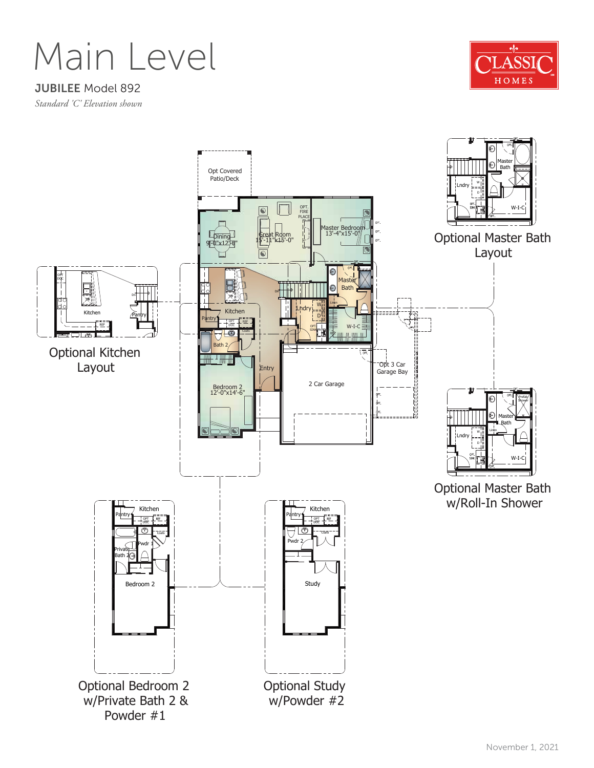# Main Level

**JUBILEE** Model 892

*Standard 'C' Elevation shown*

CLASSIC HOMES

Opt Covered Patio/Deck

Dining 9'-0"x12'-6"

Great Room 15'-11"x15'-0"

OPT. FIRE PLACE

Master Bedroom 13'-4"x15'-0"

Kitchen

Pantry

Master Bath

Lndry

W-I-C

Bath 2

Entry

Bedroom 2 12'-0"x14'-6"

2 Car Garage

Opt 3 Car Garage Bay

Optional Kitchen Layout

Optional Master Bath Layout

Optional Master Bath w/Roll-In Shower

Optional Bedroom 2 w/Private Bath 2 & Powder #1

Optional Study w/Powder #2

November 1, 2021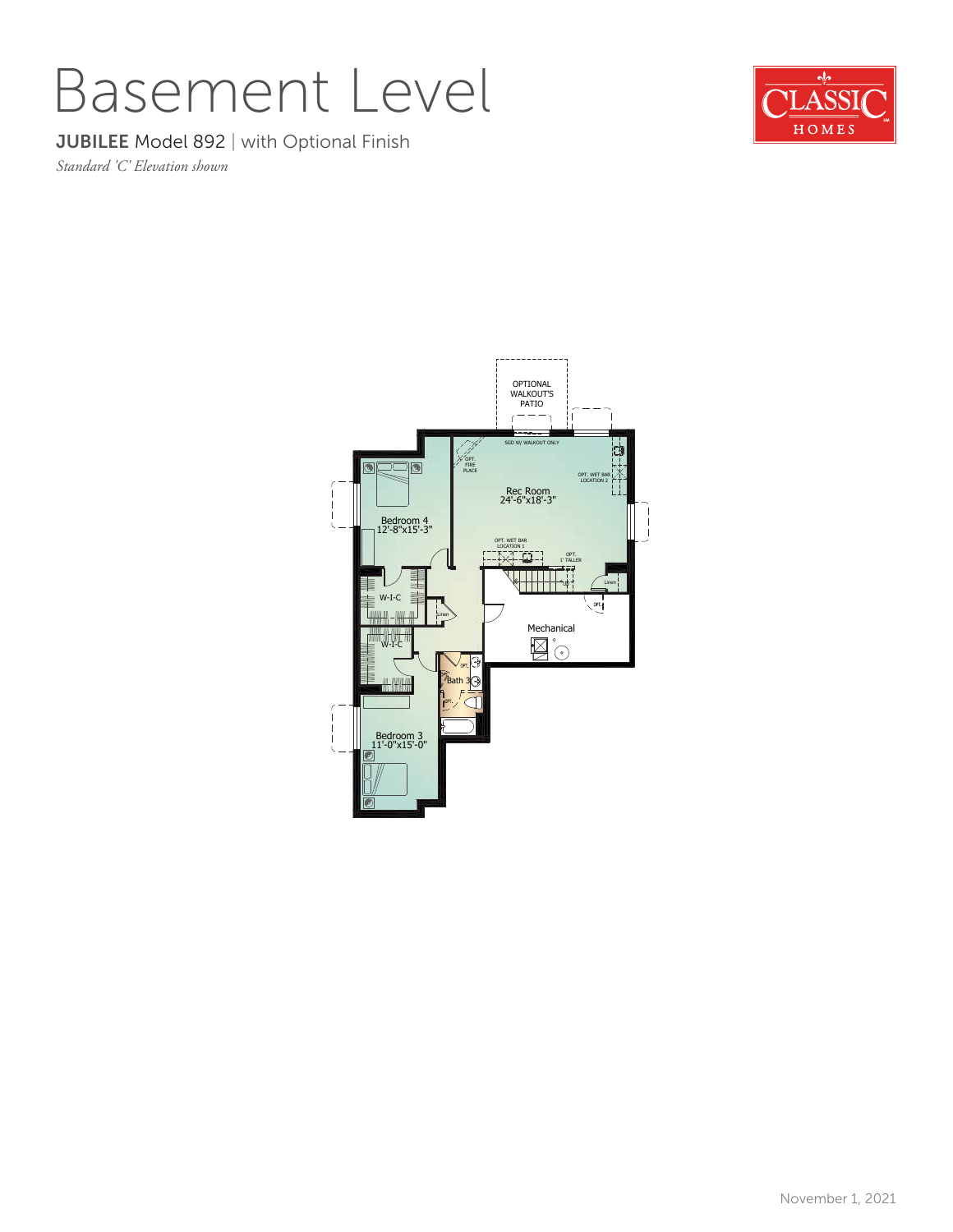# Basement Level

**JUBILEE** Model 892 | with Optional Finish

*Standard 'C' Elevation shown*

OPTIONAL WALKOUT'S PATIO

SGD W/ WALKOUT ONLY

OPT. FIRE PLACE

OPT. WET BAR LOCATION 2

Rec Room
24'-6"x18'-3"

Bedroom 4
12'-8"x15'-3"

OPT. WET BAR LOCATION 1

OPT. 1' TALLER

Linen

W-I-C

Linen

OPT.

Mechanical

W-I-C

OPT.

Bath 3

OPT.

Bedroom 3
11'-0"x15'-0"

November 1, 2021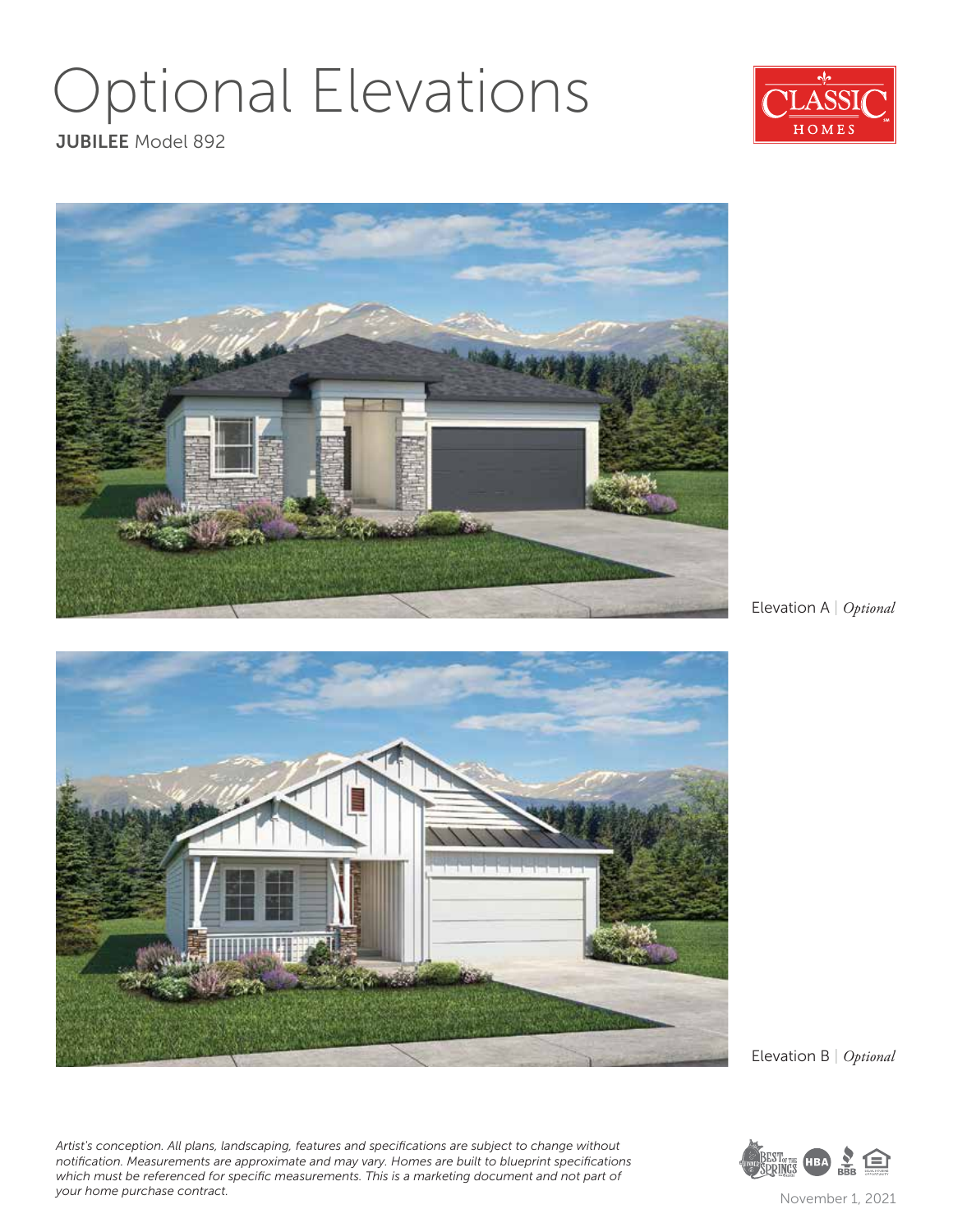# Optional Elevations

**JUBILEE** Model 892

Elevation A | *Optional*

Elevation B | *Optional*

*Artist's conception. All plans, landscaping, features and specifications are subject to change without notification. Measurements are approximate and may vary. Homes are built to blueprint specifications which must be referenced for specific measurements. This is a marketing document and not part of your home purchase contract.*

November 1, 2021